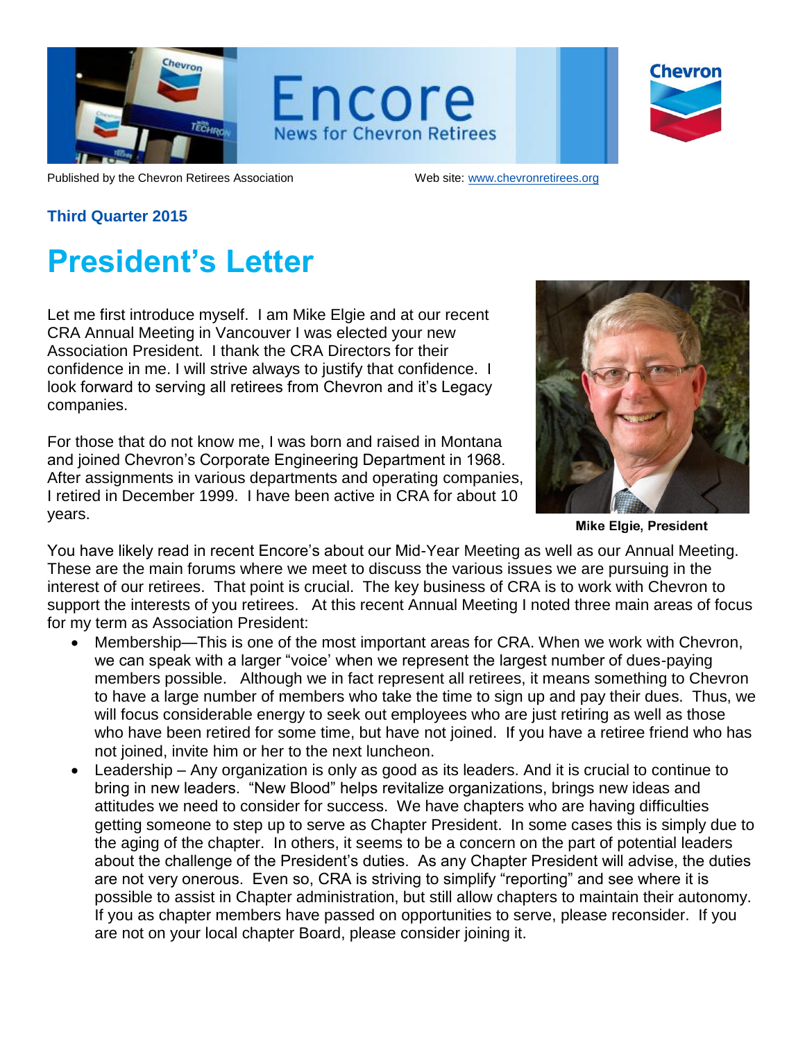# Encore

News for Chevron Retirees

Published by the Chevron Retirees Association

Web site: www.chevronretirees.org

**Third Quarter 2015**

# President's Letter

Let me first introduce myself. I am Mike Elgie and at our recent CRA Annual Meeting in Vancouver I was elected your new Association President. I thank the CRA Directors for their confidence in me. I will strive always to justify that confidence. I look forward to serving all retirees from Chevron and it's Legacy companies.

For those that do not know me, I was born and raised in Montana and joined Chevron's Corporate Engineering Department in 1968. After assignments in various departments and operating companies, I retired in December 1999. I have been active in CRA for about 10 years.

**Mike Elgie, President**

You have likely read in recent Encore's about our Mid-Year Meeting as well as our Annual Meeting. These are the main forums where we meet to discuss the various issues we are pursuing in the interest of our retirees. That point is crucial. The key business of CRA is to work with Chevron to support the interests of you retirees. At this recent Annual Meeting I noted three main areas of focus for my term as Association President:

- Membership—This is one of the most important areas for CRA. When we work with Chevron, we can speak with a larger "voice' when we represent the largest number of dues-paying members possible. Although we in fact represent all retirees, it means something to Chevron to have a large number of members who take the time to sign up and pay their dues. Thus, we will focus considerable energy to seek out employees who are just retiring as well as those who have been retired for some time, but have not joined. If you have a retiree friend who has not joined, invite him or her to the next luncheon.
- Leadership – Any organization is only as good as its leaders. And it is crucial to continue to bring in new leaders. "New Blood" helps revitalize organizations, brings new ideas and attitudes we need to consider for success. We have chapters who are having difficulties getting someone to step up to serve as Chapter President. In some cases this is simply due to the aging of the chapter. In others, it seems to be a concern on the part of potential leaders about the challenge of the President's duties. As any Chapter President will advise, the duties are not very onerous. Even so, CRA is striving to simplify "reporting" and see where it is possible to assist in Chapter administration, but still allow chapters to maintain their autonomy. If you as chapter members have passed on opportunities to serve, please reconsider. If you are not on your local chapter Board, please consider joining it.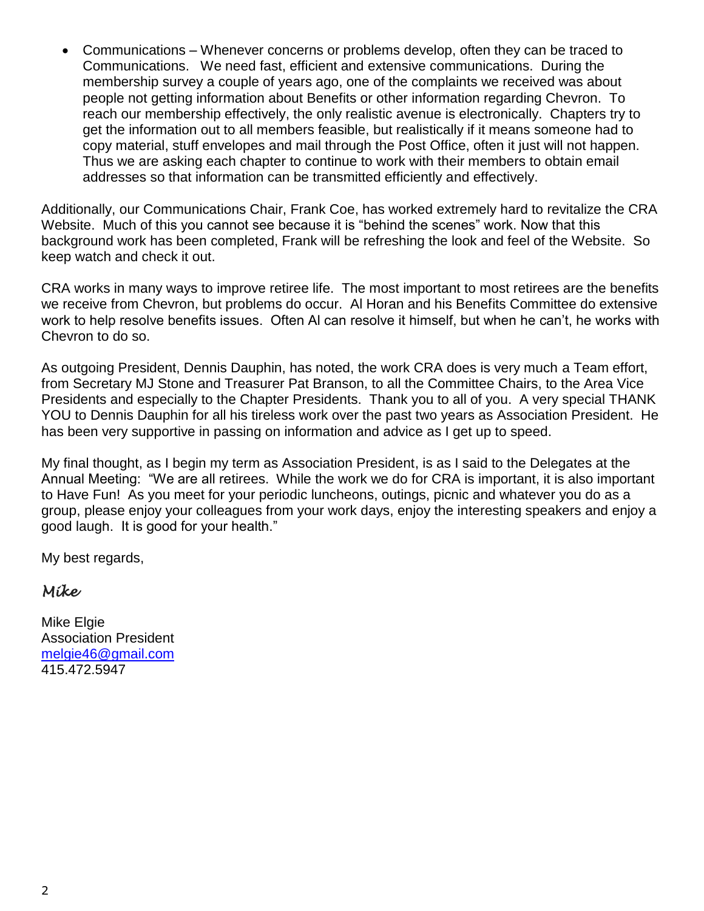- Communications – Whenever concerns or problems develop, often they can be traced to Communications. We need fast, efficient and extensive communications. During the membership survey a couple of years ago, one of the complaints we received was about people not getting information about Benefits or other information regarding Chevron. To reach our membership effectively, the only realistic avenue is electronically. Chapters try to get the information out to all members feasible, but realistically if it means someone had to copy material, stuff envelopes and mail through the Post Office, often it just will not happen. Thus we are asking each chapter to continue to work with their members to obtain email addresses so that information can be transmitted efficiently and effectively.

Additionally, our Communications Chair, Frank Coe, has worked extremely hard to revitalize the CRA Website. Much of this you cannot see because it is "behind the scenes" work. Now that this background work has been completed, Frank will be refreshing the look and feel of the Website. So keep watch and check it out.

CRA works in many ways to improve retiree life. The most important to most retirees are the benefits we receive from Chevron, but problems do occur. Al Horan and his Benefits Committee do extensive work to help resolve benefits issues. Often Al can resolve it himself, but when he can't, he works with Chevron to do so.

As outgoing President, Dennis Dauphin, has noted, the work CRA does is very much a Team effort, from Secretary MJ Stone and Treasurer Pat Branson, to all the Committee Chairs, to the Area Vice Presidents and especially to the Chapter Presidents. Thank you to all of you. A very special THANK YOU to Dennis Dauphin for all his tireless work over the past two years as Association President. He has been very supportive in passing on information and advice as I get up to speed.

My final thought, as I begin my term as Association President, is as I said to the Delegates at the Annual Meeting: "We are all retirees. While the work we do for CRA is important, it is also important to Have Fun! As you meet for your periodic luncheons, outings, picnic and whatever you do as a group, please enjoy your colleagues from your work days, enjoy the interesting speakers and enjoy a good laugh. It is good for your health."

My best regards,

*Mike*

Mike Elgie  
Association President  
melgie46@gmail.com  
415.472.5947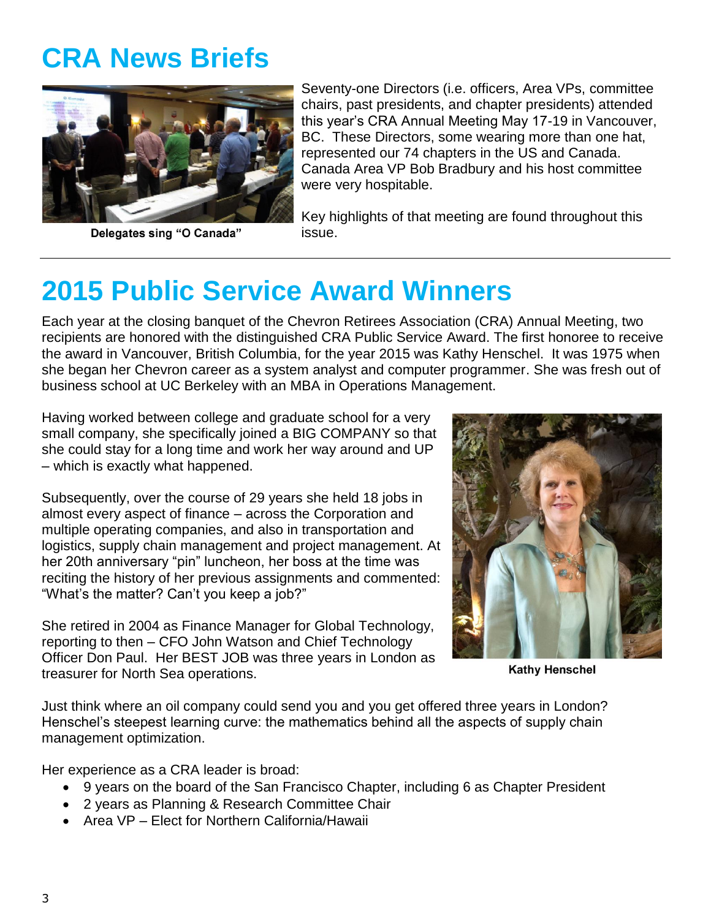# CRA News Briefs

Delegates sing "O Canada"

Seventy-one Directors (i.e. officers, Area VPs, committee chairs, past presidents, and chapter presidents) attended this year's CRA Annual Meeting May 17-19 in Vancouver, BC. These Directors, some wearing more than one hat, represented our 74 chapters in the US and Canada. Canada Area VP Bob Bradbury and his host committee were very hospitable.

Key highlights of that meeting are found throughout this issue.

---

# 2015 Public Service Award Winners

Each year at the closing banquet of the Chevron Retirees Association (CRA) Annual Meeting, two recipients are honored with the distinguished CRA Public Service Award. The first honoree to receive the award in Vancouver, British Columbia, for the year 2015 was Kathy Henschel. It was 1975 when she began her Chevron career as a system analyst and computer programmer. She was fresh out of business school at UC Berkeley with an MBA in Operations Management.

Having worked between college and graduate school for a very small company, she specifically joined a BIG COMPANY so that she could stay for a long time and work her way around and UP – which is exactly what happened.

Subsequently, over the course of 29 years she held 18 jobs in almost every aspect of finance – across the Corporation and multiple operating companies, and also in transportation and logistics, supply chain management and project management. At her 20th anniversary "pin" luncheon, her boss at the time was reciting the history of her previous assignments and commented: "What's the matter? Can't you keep a job?"

She retired in 2004 as Finance Manager for Global Technology, reporting to then – CFO John Watson and Chief Technology Officer Don Paul. Her BEST JOB was three years in London as treasurer for North Sea operations.

Kathy Henschel

Just think where an oil company could send you and you get offered three years in London? Henschel's steepest learning curve: the mathematics behind all the aspects of supply chain management optimization.

Her experience as a CRA leader is broad:

- 9 years on the board of the San Francisco Chapter, including 6 as Chapter President
- 2 years as Planning & Research Committee Chair
- Area VP – Elect for Northern California/Hawaii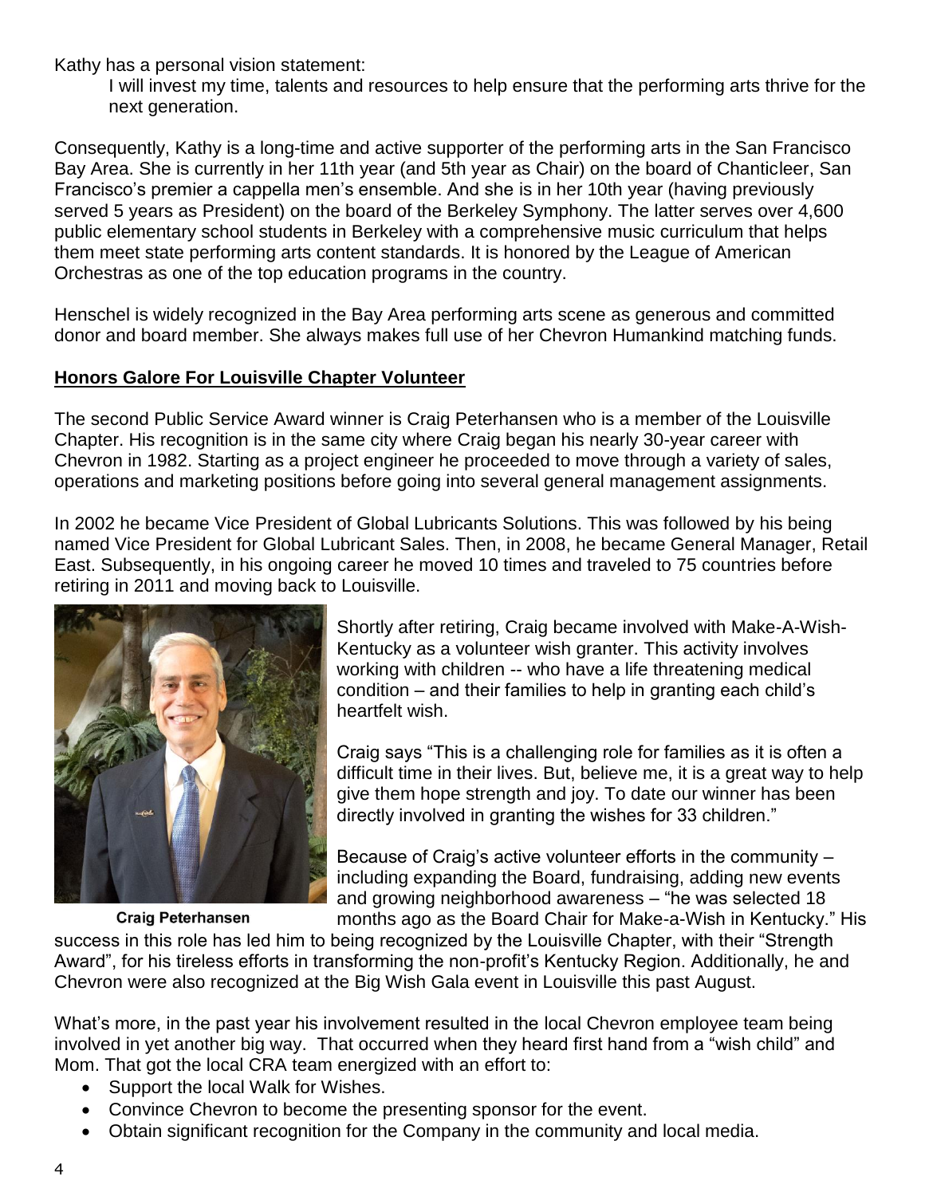Kathy has a personal vision statement:

> I will invest my time, talents and resources to help ensure that the performing arts thrive for the next generation.

Consequently, Kathy is a long-time and active supporter of the performing arts in the San Francisco Bay Area. She is currently in her 11th year (and 5th year as Chair) on the board of Chanticleer, San Francisco's premier a cappella men's ensemble. And she is in her 10th year (having previously served 5 years as President) on the board of the Berkeley Symphony. The latter serves over 4,600 public elementary school students in Berkeley with a comprehensive music curriculum that helps them meet state performing arts content standards. It is honored by the League of American Orchestras as one of the top education programs in the country.

Henschel is widely recognized in the Bay Area performing arts scene as generous and committed donor and board member. She always makes full use of her Chevron Humankind matching funds.

## Honors Galore For Louisville Chapter Volunteer

The second Public Service Award winner is Craig Peterhansen who is a member of the Louisville Chapter. His recognition is in the same city where Craig began his nearly 30-year career with Chevron in 1982. Starting as a project engineer he proceeded to move through a variety of sales, operations and marketing positions before going into several general management assignments.

In 2002 he became Vice President of Global Lubricants Solutions. This was followed by his being named Vice President for Global Lubricant Sales. Then, in 2008, he became General Manager, Retail East. Subsequently, in his ongoing career he moved 10 times and traveled to 75 countries before retiring in 2011 and moving back to Louisville.

Craig Peterhansen

Shortly after retiring, Craig became involved with Make-A-Wish-Kentucky as a volunteer wish granter. This activity involves working with children -- who have a life threatening medical condition – and their families to help in granting each child's heartfelt wish.

Craig says "This is a challenging role for families as it is often a difficult time in their lives. But, believe me, it is a great way to help give them hope strength and joy. To date our winner has been directly involved in granting the wishes for 33 children."

Because of Craig's active volunteer efforts in the community – including expanding the Board, fundraising, adding new events and growing neighborhood awareness – "he was selected 18 months ago as the Board Chair for Make-a-Wish in Kentucky." His success in this role has led him to being recognized by the Louisville Chapter, with their "Strength Award", for his tireless efforts in transforming the non-profit's Kentucky Region. Additionally, he and Chevron were also recognized at the Big Wish Gala event in Louisville this past August.

What's more, in the past year his involvement resulted in the local Chevron employee team being involved in yet another big way. That occurred when they heard first hand from a "wish child" and Mom. That got the local CRA team energized with an effort to:

- Support the local Walk for Wishes.
- Convince Chevron to become the presenting sponsor for the event.
- Obtain significant recognition for the Company in the community and local media.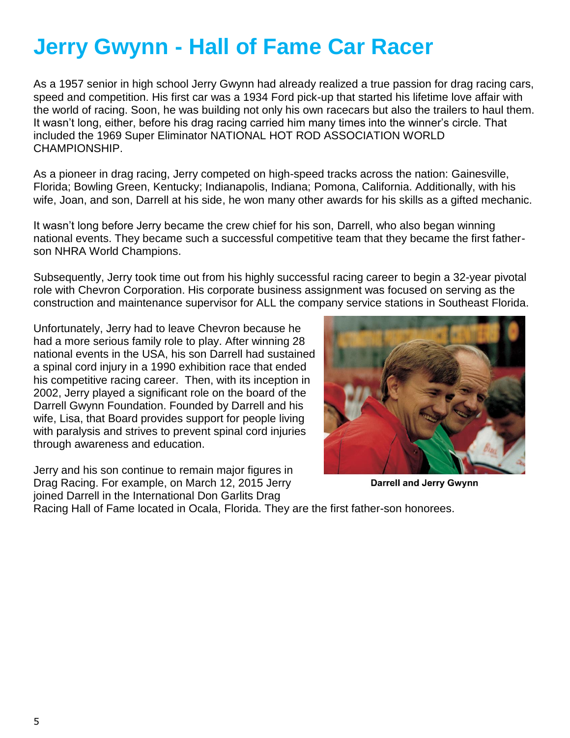# Jerry Gwynn - Hall of Fame Car Racer

As a 1957 senior in high school Jerry Gwynn had already realized a true passion for drag racing cars, speed and competition. His first car was a 1934 Ford pick-up that started his lifetime love affair with the world of racing. Soon, he was building not only his own racecars but also the trailers to haul them. It wasn't long, either, before his drag racing carried him many times into the winner's circle. That included the 1969 Super Eliminator NATIONAL HOT ROD ASSOCIATION WORLD CHAMPIONSHIP.

As a pioneer in drag racing, Jerry competed on high-speed tracks across the nation: Gainesville, Florida; Bowling Green, Kentucky; Indianapolis, Indiana; Pomona, California. Additionally, with his wife, Joan, and son, Darrell at his side, he won many other awards for his skills as a gifted mechanic.

It wasn't long before Jerry became the crew chief for his son, Darrell, who also began winning national events. They became such a successful competitive team that they became the first father-son NHRA World Champions.

Subsequently, Jerry took time out from his highly successful racing career to begin a 32-year pivotal role with Chevron Corporation. His corporate business assignment was focused on serving as the construction and maintenance supervisor for ALL the company service stations in Southeast Florida.

Unfortunately, Jerry had to leave Chevron because he had a more serious family role to play. After winning 28 national events in the USA, his son Darrell had sustained a spinal cord injury in a 1990 exhibition race that ended his competitive racing career. Then, with its inception in 2002, Jerry played a significant role on the board of the Darrell Gwynn Foundation. Founded by Darrell and his wife, Lisa, that Board provides support for people living with paralysis and strives to prevent spinal cord injuries through awareness and education.

**Darrell and Jerry Gwynn**

Jerry and his son continue to remain major figures in Drag Racing. For example, on March 12, 2015 Jerry joined Darrell in the International Don Garlits Drag Racing Hall of Fame located in Ocala, Florida. They are the first father-son honorees.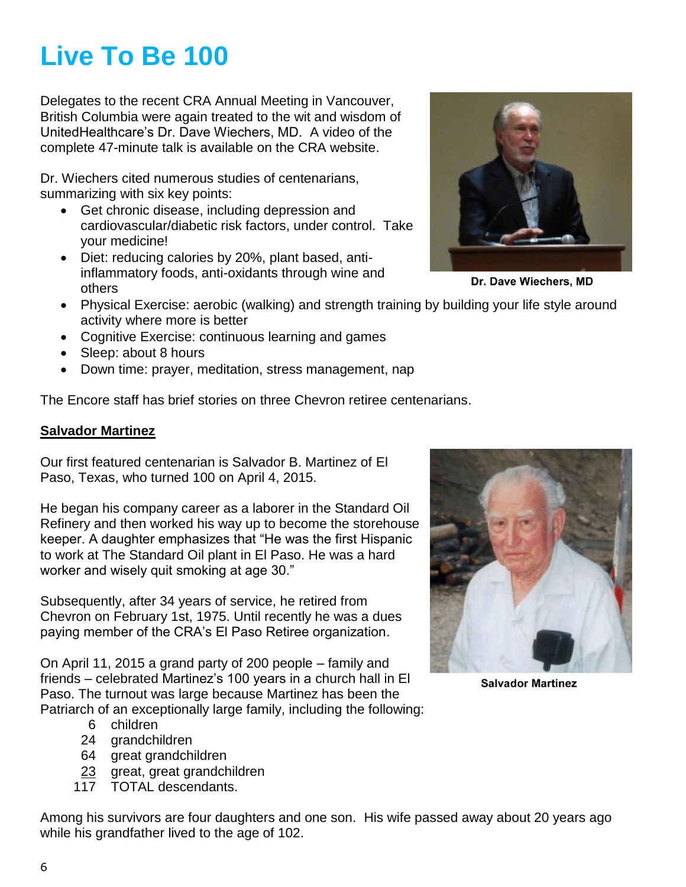# Live To Be 100

Delegates to the recent CRA Annual Meeting in Vancouver, British Columbia were again treated to the wit and wisdom of UnitedHealthcare's Dr. Dave Wiechers, MD. A video of the complete 47-minute talk is available on the CRA website.

Dr. Dave Wiechers, MD

Dr. Wiechers cited numerous studies of centenarians, summarizing with six key points:

- Get chronic disease, including depression and cardiovascular/diabetic risk factors, under control. Take your medicine!
- Diet: reducing calories by 20%, plant based, anti-inflammatory foods, anti-oxidants through wine and others
- Physical Exercise: aerobic (walking) and strength training by building your life style around activity where more is better
- Cognitive Exercise: continuous learning and games
- Sleep: about 8 hours
- Down time: prayer, meditation, stress management, nap

The Encore staff has brief stories on three Chevron retiree centenarians.

**Salvador Martinez**

Our first featured centenarian is Salvador B. Martinez of El Paso, Texas, who turned 100 on April 4, 2015.

He began his company career as a laborer in the Standard Oil Refinery and then worked his way up to become the storehouse keeper. A daughter emphasizes that "He was the first Hispanic to work at The Standard Oil plant in El Paso. He was a hard worker and wisely quit smoking at age 30."

Subsequently, after 34 years of service, he retired from Chevron on February 1st, 1975. Until recently he was a dues paying member of the CRA's El Paso Retiree organization.

Salvador Martinez

On April 11, 2015 a grand party of 200 people – family and friends – celebrated Martinez's 100 years in a church hall in El Paso. The turnout was large because Martinez has been the Patriarch of an exceptionally large family, including the following:

| | |
|---|---|
| 6 | children |
| 24 | grandchildren |
| 64 | great grandchildren |
| 23 | great, great grandchildren |
| 117 | TOTAL descendants. |

Among his survivors are four daughters and one son. His wife passed away about 20 years ago while his grandfather lived to the age of 102.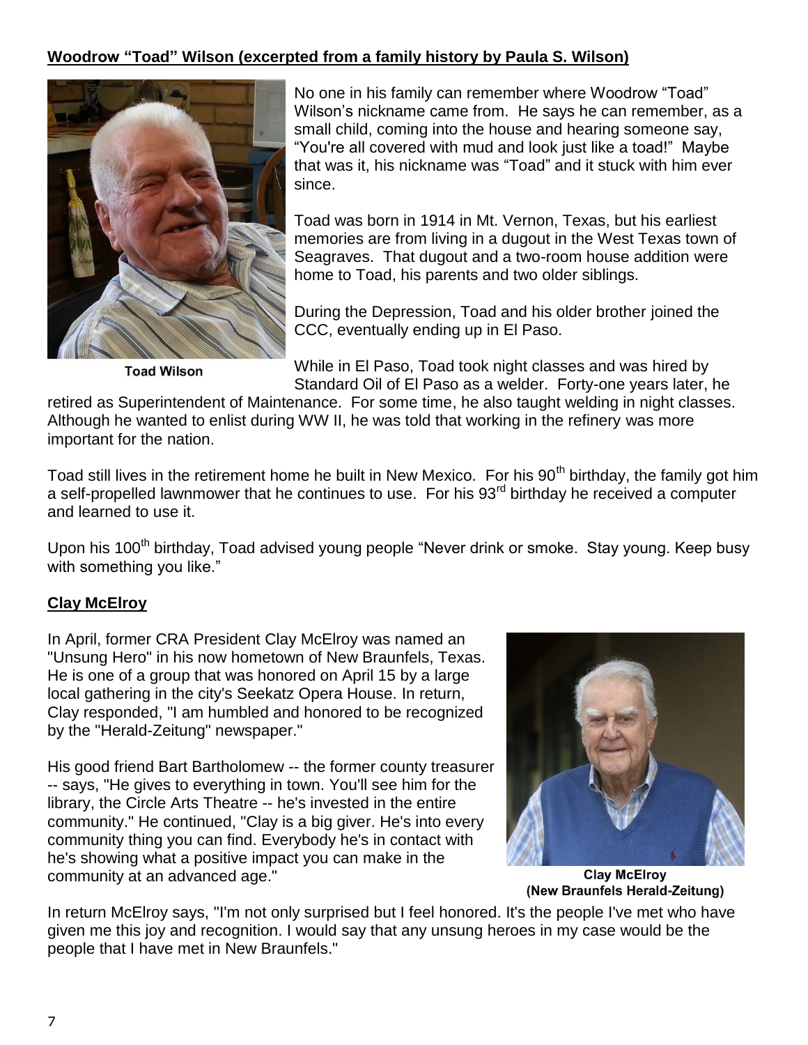## Woodrow "Toad" Wilson (excerpted from a family history by Paula S. Wilson)

Toad Wilson

No one in his family can remember where Woodrow "Toad" Wilson's nickname came from. He says he can remember, as a small child, coming into the house and hearing someone say, "You're all covered with mud and look just like a toad!" Maybe that was it, his nickname was "Toad" and it stuck with him ever since.

Toad was born in 1914 in Mt. Vernon, Texas, but his earliest memories are from living in a dugout in the West Texas town of Seagraves. That dugout and a two-room house addition were home to Toad, his parents and two older siblings.

During the Depression, Toad and his older brother joined the CCC, eventually ending up in El Paso.

While in El Paso, Toad took night classes and was hired by Standard Oil of El Paso as a welder. Forty-one years later, he retired as Superintendent of Maintenance. For some time, he also taught welding in night classes. Although he wanted to enlist during WW II, he was told that working in the refinery was more important for the nation.

Toad still lives in the retirement home he built in New Mexico. For his 90th birthday, the family got him a self-propelled lawnmower that he continues to use. For his 93rd birthday he received a computer and learned to use it.

Upon his 100th birthday, Toad advised young people "Never drink or smoke. Stay young. Keep busy with something you like."

## Clay McElroy

In April, former CRA President Clay McElroy was named an "Unsung Hero" in his now hometown of New Braunfels, Texas. He is one of a group that was honored on April 15 by a large local gathering in the city's Seekatz Opera House. In return, Clay responded, "I am humbled and honored to be recognized by the "Herald-Zeitung" newspaper."

His good friend Bart Bartholomew -- the former county treasurer -- says, "He gives to everything in town. You'll see him for the library, the Circle Arts Theatre -- he's invested in the entire community." He continued, "Clay is a big giver. He's into every community thing you can find. Everybody he's in contact with he's showing what a positive impact you can make in the community at an advanced age."

Clay McElroy (New Braunfels Herald-Zeitung)

In return McElroy says, "I'm not only surprised but I feel honored. It's the people I've met who have given me this joy and recognition. I would say that any unsung heroes in my case would be the people that I have met in New Braunfels."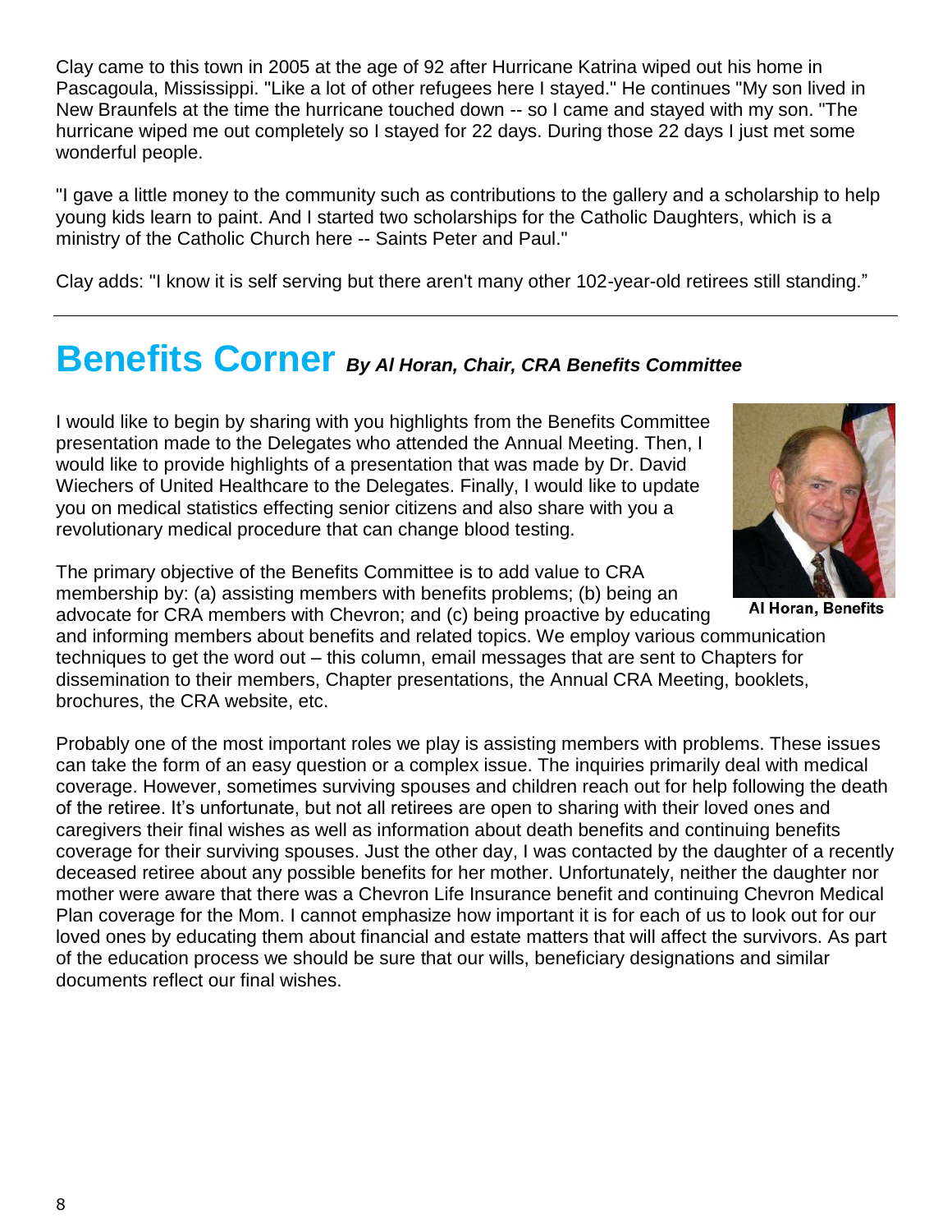Clay came to this town in 2005 at the age of 92 after Hurricane Katrina wiped out his home in Pascagoula, Mississippi. "Like a lot of other refugees here I stayed." He continues "My son lived in New Braunfels at the time the hurricane touched down -- so I came and stayed with my son. "The hurricane wiped me out completely so I stayed for 22 days. During those 22 days I just met some wonderful people.

"I gave a little money to the community such as contributions to the gallery and a scholarship to help young kids learn to paint. And I started two scholarships for the Catholic Daughters, which is a ministry of the Catholic Church here -- Saints Peter and Paul."

Clay adds: "I know it is self serving but there aren't many other 102-year-old retirees still standing."

---

# Benefits Corner *By Al Horan, Chair, CRA Benefits Committee*

I would like to begin by sharing with you highlights from the Benefits Committee presentation made to the Delegates who attended the Annual Meeting. Then, I would like to provide highlights of a presentation that was made by Dr. David Wiechers of United Healthcare to the Delegates. Finally, I would like to update you on medical statistics effecting senior citizens and also share with you a revolutionary medical procedure that can change blood testing.

**Al Horan, Benefits**

The primary objective of the Benefits Committee is to add value to CRA membership by: (a) assisting members with benefits problems; (b) being an advocate for CRA members with Chevron; and (c) being proactive by educating and informing members about benefits and related topics. We employ various communication techniques to get the word out – this column, email messages that are sent to Chapters for dissemination to their members, Chapter presentations, the Annual CRA Meeting, booklets, brochures, the CRA website, etc.

Probably one of the most important roles we play is assisting members with problems. These issues can take the form of an easy question or a complex issue. The inquiries primarily deal with medical coverage. However, sometimes surviving spouses and children reach out for help following the death of the retiree. It's unfortunate, but not all retirees are open to sharing with their loved ones and caregivers their final wishes as well as information about death benefits and continuing benefits coverage for their surviving spouses. Just the other day, I was contacted by the daughter of a recently deceased retiree about any possible benefits for her mother. Unfortunately, neither the daughter nor mother were aware that there was a Chevron Life Insurance benefit and continuing Chevron Medical Plan coverage for the Mom. I cannot emphasize how important it is for each of us to look out for our loved ones by educating them about financial and estate matters that will affect the survivors. As part of the education process we should be sure that our wills, beneficiary designations and similar documents reflect our final wishes.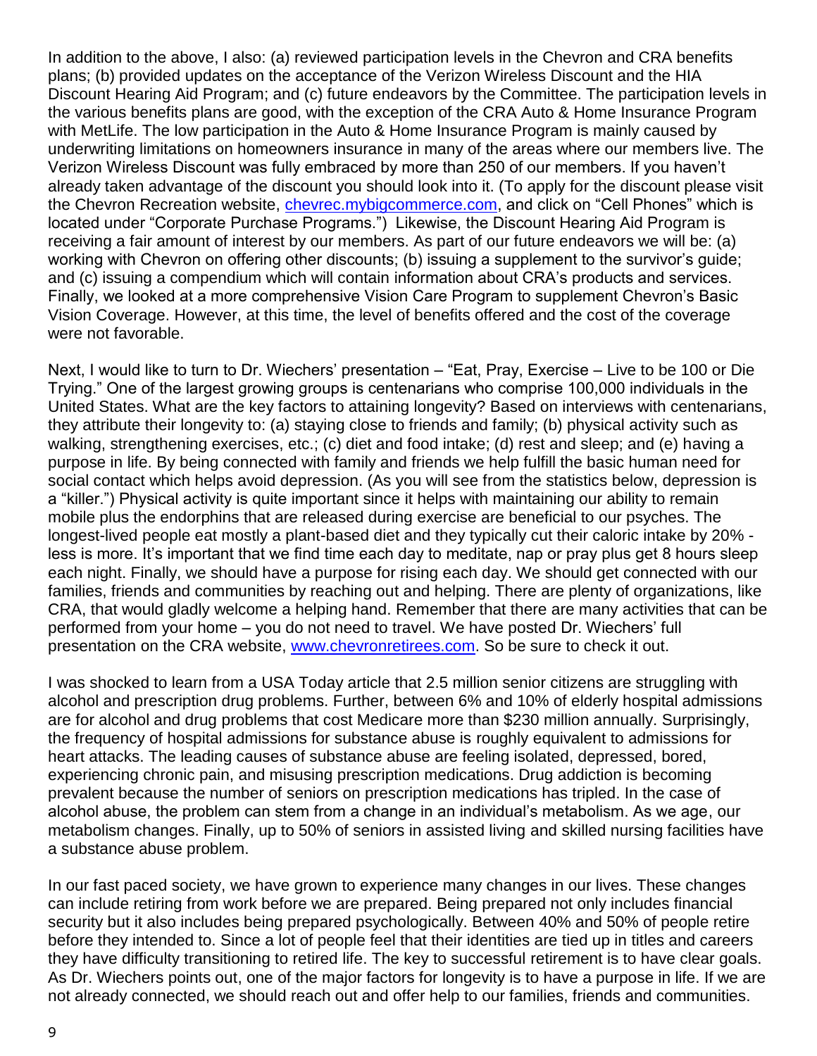In addition to the above, I also: (a) reviewed participation levels in the Chevron and CRA benefits plans; (b) provided updates on the acceptance of the Verizon Wireless Discount and the HIA Discount Hearing Aid Program; and (c) future endeavors by the Committee. The participation levels in the various benefits plans are good, with the exception of the CRA Auto & Home Insurance Program with MetLife. The low participation in the Auto & Home Insurance Program is mainly caused by underwriting limitations on homeowners insurance in many of the areas where our members live. The Verizon Wireless Discount was fully embraced by more than 250 of our members. If you haven't already taken advantage of the discount you should look into it. (To apply for the discount please visit the Chevron Recreation website, [chevrec.mybigcommerce.com](http://chevrec.mybigcommerce.com), and click on "Cell Phones" which is located under "Corporate Purchase Programs.") Likewise, the Discount Hearing Aid Program is receiving a fair amount of interest by our members. As part of our future endeavors we will be: (a) working with Chevron on offering other discounts; (b) issuing a supplement to the survivor's guide; and (c) issuing a compendium which will contain information about CRA's products and services. Finally, we looked at a more comprehensive Vision Care Program to supplement Chevron's Basic Vision Coverage. However, at this time, the level of benefits offered and the cost of the coverage were not favorable.

Next, I would like to turn to Dr. Wiechers' presentation – "Eat, Pray, Exercise – Live to be 100 or Die Trying." One of the largest growing groups is centenarians who comprise 100,000 individuals in the United States. What are the key factors to attaining longevity? Based on interviews with centenarians, they attribute their longevity to: (a) staying close to friends and family; (b) physical activity such as walking, strengthening exercises, etc.; (c) diet and food intake; (d) rest and sleep; and (e) having a purpose in life. By being connected with family and friends we help fulfill the basic human need for social contact which helps avoid depression. (As you will see from the statistics below, depression is a "killer.") Physical activity is quite important since it helps with maintaining our ability to remain mobile plus the endorphins that are released during exercise are beneficial to our psyches. The longest-lived people eat mostly a plant-based diet and they typically cut their caloric intake by 20% - less is more. It's important that we find time each day to meditate, nap or pray plus get 8 hours sleep each night. Finally, we should have a purpose for rising each day. We should get connected with our families, friends and communities by reaching out and helping. There are plenty of organizations, like CRA, that would gladly welcome a helping hand. Remember that there are many activities that can be performed from your home – you do not need to travel. We have posted Dr. Wiechers' full presentation on the CRA website, [www.chevronretirees.com](http://www.chevronretirees.com). So be sure to check it out.

I was shocked to learn from a USA Today article that 2.5 million senior citizens are struggling with alcohol and prescription drug problems. Further, between 6% and 10% of elderly hospital admissions are for alcohol and drug problems that cost Medicare more than $230 million annually. Surprisingly, the frequency of hospital admissions for substance abuse is roughly equivalent to admissions for heart attacks. The leading causes of substance abuse are feeling isolated, depressed, bored, experiencing chronic pain, and misusing prescription medications. Drug addiction is becoming prevalent because the number of seniors on prescription medications has tripled. In the case of alcohol abuse, the problem can stem from a change in an individual's metabolism. As we age, our metabolism changes. Finally, up to 50% of seniors in assisted living and skilled nursing facilities have a substance abuse problem.

In our fast paced society, we have grown to experience many changes in our lives. These changes can include retiring from work before we are prepared. Being prepared not only includes financial security but it also includes being prepared psychologically. Between 40% and 50% of people retire before they intended to. Since a lot of people feel that their identities are tied up in titles and careers they have difficulty transitioning to retired life. The key to successful retirement is to have clear goals. As Dr. Wiechers points out, one of the major factors for longevity is to have a purpose in life. If we are not already connected, we should reach out and offer help to our families, friends and communities.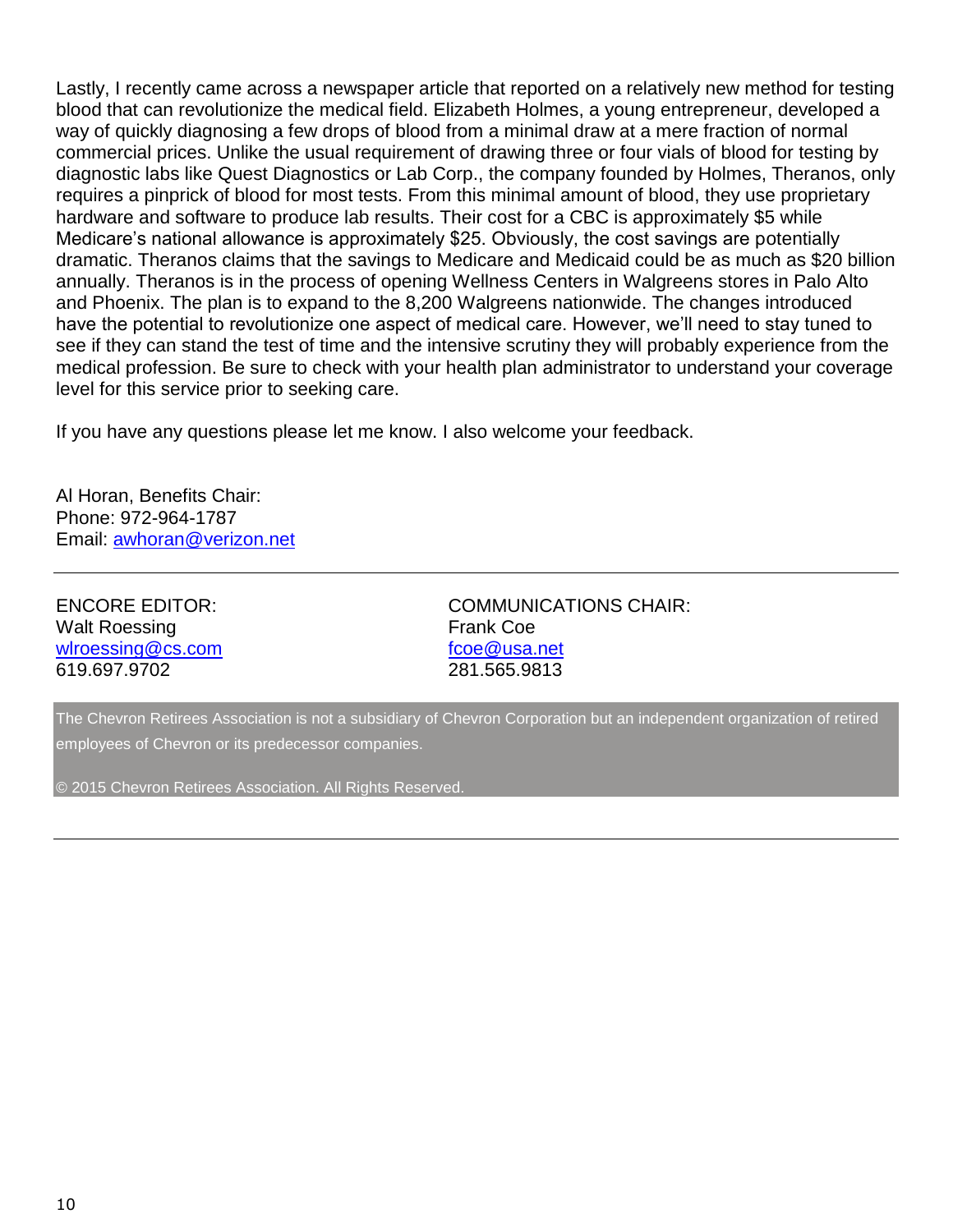Lastly, I recently came across a newspaper article that reported on a relatively new method for testing blood that can revolutionize the medical field. Elizabeth Holmes, a young entrepreneur, developed a way of quickly diagnosing a few drops of blood from a minimal draw at a mere fraction of normal commercial prices. Unlike the usual requirement of drawing three or four vials of blood for testing by diagnostic labs like Quest Diagnostics or Lab Corp., the company founded by Holmes, Theranos, only requires a pinprick of blood for most tests. From this minimal amount of blood, they use proprietary hardware and software to produce lab results. Their cost for a CBC is approximately $5 while Medicare's national allowance is approximately $25. Obviously, the cost savings are potentially dramatic. Theranos claims that the savings to Medicare and Medicaid could be as much as $20 billion annually. Theranos is in the process of opening Wellness Centers in Walgreens stores in Palo Alto and Phoenix. The plan is to expand to the 8,200 Walgreens nationwide. The changes introduced have the potential to revolutionize one aspect of medical care. However, we'll need to stay tuned to see if they can stand the test of time and the intensive scrutiny they will probably experience from the medical profession. Be sure to check with your health plan administrator to understand your coverage level for this service prior to seeking care.

If you have any questions please let me know. I also welcome your feedback.

Al Horan, Benefits Chair:
Phone: 972-964-1787
Email: awhoran@verizon.net

---

ENCORE EDITOR:
Walt Roessing
wlroessing@cs.com
619.697.9702

COMMUNICATIONS CHAIR:
Frank Coe
fcoe@usa.net
281.565.9813

The Chevron Retirees Association is not a subsidiary of Chevron Corporation but an independent organization of retired employees of Chevron or its predecessor companies.

© 2015 Chevron Retirees Association. All Rights Reserved.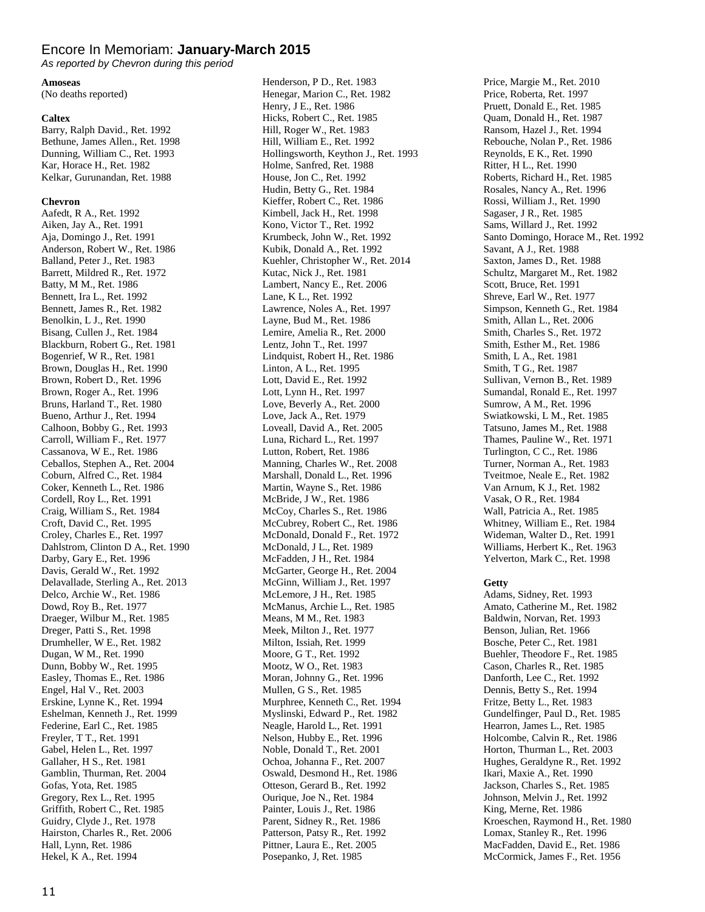# Encore In Memoriam: **January-March 2015**

*As reported by Chevron during this period*

**Amoseas**
(No deaths reported)

**Caltex**
Barry, Ralph David., Ret. 1992
Bethune, James Allen., Ret. 1998
Dunning, William C., Ret. 1993
Kar, Horace H., Ret. 1982
Kelkar, Gurunandan, Ret. 1988

**Chevron**
Aafedt, R A., Ret. 1992
Aiken, Jay A., Ret. 1991
Aja, Domingo J., Ret. 1991
Anderson, Robert W., Ret. 1986
Balland, Peter J., Ret. 1983
Barrett, Mildred R., Ret. 1972
Batty, M M., Ret. 1986
Bennett, Ira L., Ret. 1992
Bennett, James R., Ret. 1982
Benolkin, L J., Ret. 1990
Bisang, Cullen J., Ret. 1984
Blackburn, Robert G., Ret. 1981
Bogenrief, W R., Ret. 1981
Brown, Douglas H., Ret. 1990
Brown, Robert D., Ret. 1996
Brown, Roger A., Ret. 1996
Bruns, Harland T., Ret. 1980
Bueno, Arthur J., Ret. 1994
Calhoon, Bobby G., Ret. 1993
Carroll, William F., Ret. 1977
Cassanova, W E., Ret. 1986
Ceballos, Stephen A., Ret. 2004
Coburn, Alfred C., Ret. 1984
Coker, Kenneth L., Ret. 1986
Cordell, Roy L., Ret. 1991
Craig, William S., Ret. 1984
Croft, David C., Ret. 1995
Croley, Charles E., Ret. 1997
Dahlstrom, Clinton D A., Ret. 1990
Darby, Gary E., Ret. 1996
Davis, Gerald W., Ret. 1992
Delavallade, Sterling A., Ret. 2013
Delco, Archie W., Ret. 1986
Dowd, Roy B., Ret. 1977
Draeger, Wilbur M., Ret. 1985
Dreger, Patti S., Ret. 1998
Drumheller, W E., Ret. 1982
Dugan, W M., Ret. 1990
Dunn, Bobby W., Ret. 1995
Easley, Thomas E., Ret. 1986
Engel, Hal V., Ret. 2003
Erskine, Lynne K., Ret. 1994
Eshelman, Kenneth J., Ret. 1999
Federine, Earl C., Ret. 1985
Freyler, T T., Ret. 1991
Gabel, Helen L., Ret. 1997
Gallaher, H S., Ret. 1981
Gamblin, Thurman, Ret. 2004
Gofas, Yota, Ret. 1985
Gregory, Rex L., Ret. 1995
Griffith, Robert C., Ret. 1985
Guidry, Clyde J., Ret. 1978
Hairston, Charles R., Ret. 2006
Hall, Lynn, Ret. 1986
Hekel, K A., Ret. 1994
Henderson, P D., Ret. 1983
Henegar, Marion C., Ret. 1982
Henry, J E., Ret. 1986
Hicks, Robert C., Ret. 1985
Hill, Roger W., Ret. 1983
Hill, William E., Ret. 1992
Hollingsworth, Keython J., Ret. 1993
Holme, Sanfred, Ret. 1988
House, Jon C., Ret. 1992
Hudin, Betty G., Ret. 1984
Kieffer, Robert C., Ret. 1986
Kimbell, Jack H., Ret. 1998
Kono, Victor T., Ret. 1992
Krumbeck, John W., Ret. 1992
Kubik, Donald A., Ret. 1992
Kuehler, Christopher W., Ret. 2014
Kutac, Nick J., Ret. 1981
Lambert, Nancy E., Ret. 2006
Lane, K L., Ret. 1992
Lawrence, Noles A., Ret. 1997
Layne, Bud M., Ret. 1986
Lemire, Amelia R., Ret. 2000
Lentz, John T., Ret. 1997
Lindquist, Robert H., Ret. 1986
Linton, A L., Ret. 1995
Lott, David E., Ret. 1992
Lott, Lynn H., Ret. 1997
Love, Beverly A., Ret. 2000
Love, Jack A., Ret. 1979
Loveall, David A., Ret. 2005
Luna, Richard L., Ret. 1997
Lutton, Robert, Ret. 1986
Manning, Charles W., Ret. 2008
Marshall, Donald L., Ret. 1996
Martin, Wayne S., Ret. 1986
McBride, J W., Ret. 1986
McCoy, Charles S., Ret. 1986
McCubrey, Robert C., Ret. 1986
McDonald, Donald F., Ret. 1972
McDonald, J L., Ret. 1989
McFadden, J H., Ret. 1984
McGarter, George H., Ret. 2004
McGinn, William J., Ret. 1997
McLemore, J H., Ret. 1985
McManus, Archie L., Ret. 1985
Means, M M., Ret. 1983
Meek, Milton J., Ret. 1977
Milton, Issiah, Ret. 1999
Moore, G T., Ret. 1992
Mootz, W O., Ret. 1983
Moran, Johnny G., Ret. 1996
Mullen, G S., Ret. 1985
Murphree, Kenneth C., Ret. 1994
Myslinski, Edward P., Ret. 1982
Neagle, Harold L., Ret. 1991
Nelson, Hubby E., Ret. 1996
Noble, Donald T., Ret. 2001
Ochoa, Johanna F., Ret. 2007
Oswald, Desmond H., Ret. 1986
Otteson, Gerard B., Ret. 1992
Ourique, Joe N., Ret. 1984
Painter, Louis J., Ret. 1986
Parent, Sidney R., Ret. 1986
Patterson, Patsy R., Ret. 1992
Pittner, Laura E., Ret. 2005
Posepanko, J, Ret. 1985
Price, Margie M., Ret. 2010
Price, Roberta, Ret. 1997
Pruett, Donald E., Ret. 1985
Quam, Donald H., Ret. 1987
Ransom, Hazel J., Ret. 1994
Rebouche, Nolan P., Ret. 1986
Reynolds, E K., Ret. 1990
Ritter, H L., Ret. 1990
Roberts, Richard H., Ret. 1985
Rosales, Nancy A., Ret. 1996
Rossi, William J., Ret. 1990
Sagaser, J R., Ret. 1985
Sams, Willard J., Ret. 1992
Santo Domingo, Horace M., Ret. 1992
Savant, A J., Ret. 1988
Saxton, James D., Ret. 1988
Schultz, Margaret M., Ret. 1982
Scott, Bruce, Ret. 1991
Shreve, Earl W., Ret. 1977
Simpson, Kenneth G., Ret. 1984
Smith, Allan L., Ret. 2006
Smith, Charles S., Ret. 1972
Smith, Esther M., Ret. 1986
Smith, L A., Ret. 1981
Smith, T G., Ret. 1987
Sullivan, Vernon B., Ret. 1989
Sumandal, Ronald E., Ret. 1997
Sumrow, A M., Ret. 1996
Swiatkowski, L M., Ret. 1985
Tatsuno, James M., Ret. 1988
Thames, Pauline W., Ret. 1971
Turlington, C C., Ret. 1986
Turner, Norman A., Ret. 1983
Tveitmoe, Neale E., Ret. 1982
Van Arnum, K J., Ret. 1982
Vasak, O R., Ret. 1984
Wall, Patricia A., Ret. 1985
Whitney, William E., Ret. 1984
Wideman, Walter D., Ret. 1991
Williams, Herbert K., Ret. 1963
Yelverton, Mark C., Ret. 1998

**Getty**
Adams, Sidney, Ret. 1993
Amato, Catherine M., Ret. 1982
Baldwin, Norvan, Ret. 1993
Benson, Julian, Ret. 1966
Bosche, Peter C., Ret. 1981
Buehler, Theodore F., Ret. 1985
Cason, Charles R., Ret. 1985
Danforth, Lee C., Ret. 1992
Dennis, Betty S., Ret. 1994
Fritze, Betty L., Ret. 1983
Gundelfinger, Paul D., Ret. 1985
Hearron, James L., Ret. 1985
Holcombe, Calvin R., Ret. 1986
Horton, Thurman L., Ret. 2003
Hughes, Geraldyne R., Ret. 1992
Ikari, Maxie A., Ret. 1990
Jackson, Charles S., Ret. 1985
Johnson, Melvin J., Ret. 1992
King, Merne, Ret. 1986
Kroeschen, Raymond H., Ret. 1980
Lomax, Stanley R., Ret. 1996
MacFadden, David E., Ret. 1986
McCormick, James F., Ret. 1956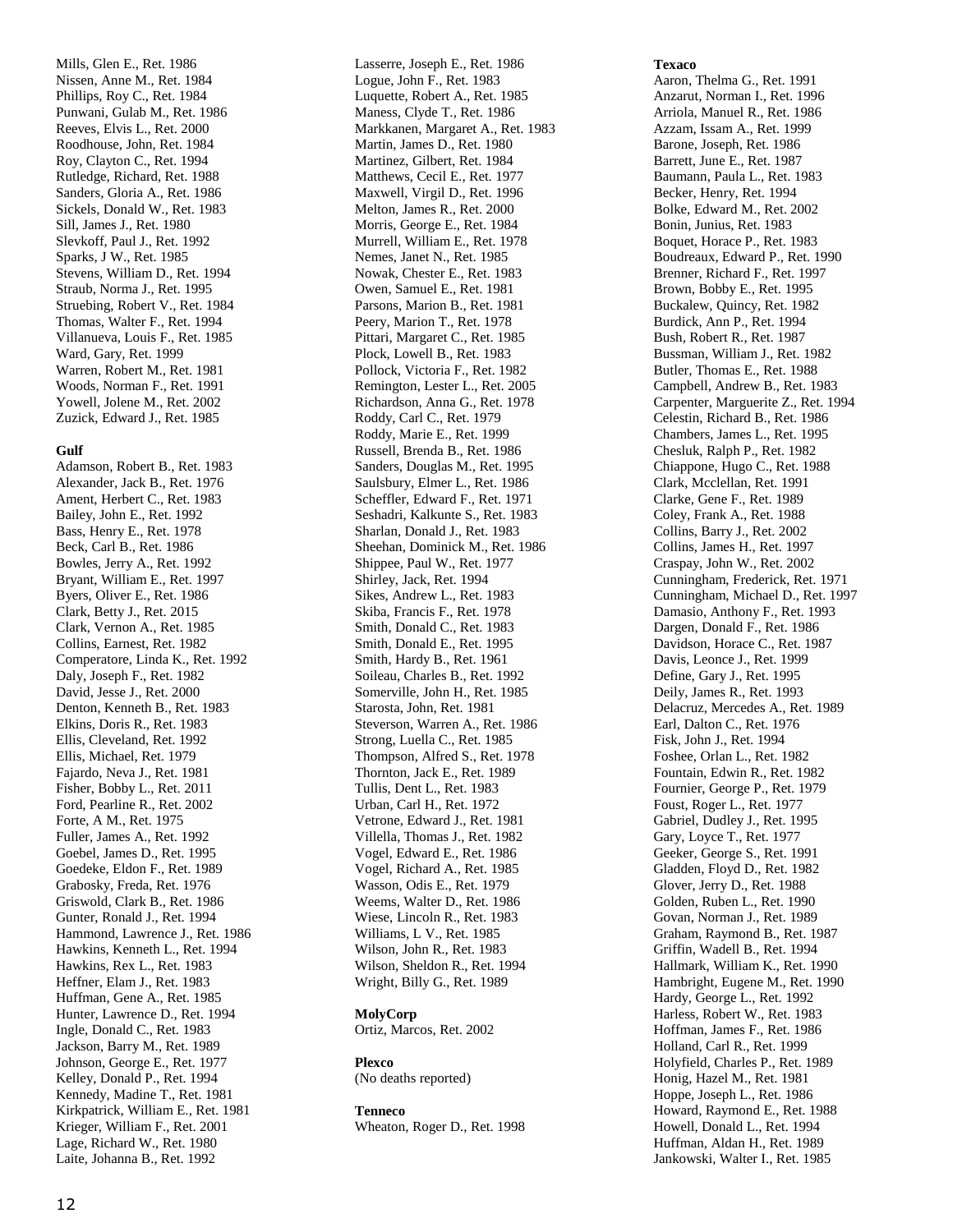Mills, Glen E., Ret. 1986
Nissen, Anne M., Ret. 1984
Phillips, Roy C., Ret. 1984
Punwani, Gulab M., Ret. 1986
Reeves, Elvis L., Ret. 2000
Roodhouse, John, Ret. 1984
Roy, Clayton C., Ret. 1994
Rutledge, Richard, Ret. 1988
Sanders, Gloria A., Ret. 1986
Sickels, Donald W., Ret. 1983
Sill, James J., Ret. 1980
Slevkoff, Paul J., Ret. 1992
Sparks, J W., Ret. 1985
Stevens, William D., Ret. 1994
Straub, Norma J., Ret. 1995
Struebing, Robert V., Ret. 1984
Thomas, Walter F., Ret. 1994
Villanueva, Louis F., Ret. 1985
Ward, Gary, Ret. 1999
Warren, Robert M., Ret. 1981
Woods, Norman F., Ret. 1991
Yowell, Jolene M., Ret. 2002
Zuzick, Edward J., Ret. 1985

**Gulf**

Adamson, Robert B., Ret. 1983
Alexander, Jack B., Ret. 1976
Ament, Herbert C., Ret. 1983
Bailey, John E., Ret. 1992
Bass, Henry E., Ret. 1978
Beck, Carl B., Ret. 1986
Bowles, Jerry A., Ret. 1992
Bryant, William E., Ret. 1997
Byers, Oliver E., Ret. 1986
Clark, Betty J., Ret. 2015
Clark, Vernon A., Ret. 1985
Collins, Earnest, Ret. 1982
Comperatore, Linda K., Ret. 1992
Daly, Joseph F., Ret. 1982
David, Jesse J., Ret. 2000
Denton, Kenneth B., Ret. 1983
Elkins, Doris R., Ret. 1983
Ellis, Cleveland, Ret. 1992
Ellis, Michael, Ret. 1979
Fajardo, Neva J., Ret. 1981
Fisher, Bobby L., Ret. 2011
Ford, Pearline R., Ret. 2002
Forte, A M., Ret. 1975
Fuller, James A., Ret. 1992
Goebel, James D., Ret. 1995
Goedeke, Eldon F., Ret. 1989
Grabosky, Freda, Ret. 1976
Griswold, Clark B., Ret. 1986
Gunter, Ronald J., Ret. 1994
Hammond, Lawrence J., Ret. 1986
Hawkins, Kenneth L., Ret. 1994
Hawkins, Rex L., Ret. 1983
Heffner, Elam J., Ret. 1983
Huffman, Gene A., Ret. 1985
Hunter, Lawrence D., Ret. 1994
Ingle, Donald C., Ret. 1983
Jackson, Barry M., Ret. 1989
Johnson, George E., Ret. 1977
Kelley, Donald P., Ret. 1994
Kennedy, Madine T., Ret. 1981
Kirkpatrick, William E., Ret. 1981
Krieger, William F., Ret. 2001
Lage, Richard W., Ret. 1980
Laite, Johanna B., Ret. 1992
Lasserre, Joseph E., Ret. 1986
Logue, John F., Ret. 1983
Luquette, Robert A., Ret. 1985
Maness, Clyde T., Ret. 1986
Markkanen, Margaret A., Ret. 1983
Martin, James D., Ret. 1980
Martinez, Gilbert, Ret. 1984
Matthews, Cecil E., Ret. 1977
Maxwell, Virgil D., Ret. 1996
Melton, James R., Ret. 2000
Morris, George E., Ret. 1984
Murrell, William E., Ret. 1978
Nemes, Janet N., Ret. 1985
Nowak, Chester E., Ret. 1983
Owen, Samuel E., Ret. 1981
Parsons, Marion B., Ret. 1981
Peery, Marion T., Ret. 1978
Pittari, Margaret C., Ret. 1985
Plock, Lowell B., Ret. 1983
Pollock, Victoria F., Ret. 1982
Remington, Lester L., Ret. 2005
Richardson, Anna G., Ret. 1978
Roddy, Carl C., Ret. 1979
Roddy, Marie E., Ret. 1999
Russell, Brenda B., Ret. 1986
Sanders, Douglas M., Ret. 1995
Saulsbury, Elmer L., Ret. 1986
Scheffler, Edward F., Ret. 1971
Seshadri, Kalkunte S., Ret. 1983
Sharlan, Donald J., Ret. 1983
Sheehan, Dominick M., Ret. 1986
Shippee, Paul W., Ret. 1977
Shirley, Jack, Ret. 1994
Sikes, Andrew L., Ret. 1983
Skiba, Francis F., Ret. 1978
Smith, Donald C., Ret. 1983
Smith, Donald E., Ret. 1995
Smith, Hardy B., Ret. 1961
Soileau, Charles B., Ret. 1992
Somerville, John H., Ret. 1985
Starosta, John, Ret. 1981
Steverson, Warren A., Ret. 1986
Strong, Luella C., Ret. 1985
Thompson, Alfred S., Ret. 1978
Thornton, Jack E., Ret. 1989
Tullis, Dent L., Ret. 1983
Urban, Carl H., Ret. 1972
Vetrone, Edward J., Ret. 1981
Villella, Thomas J., Ret. 1982
Vogel, Edward E., Ret. 1986
Vogel, Richard A., Ret. 1985
Wasson, Odis E., Ret. 1979
Weems, Walter D., Ret. 1986
Wiese, Lincoln R., Ret. 1983
Williams, L V., Ret. 1985
Wilson, John R., Ret. 1983
Wilson, Sheldon R., Ret. 1994
Wright, Billy G., Ret. 1989

**MolyCorp**

Ortiz, Marcos, Ret. 2002

**Plexco**

(No deaths reported)

**Tenneco**

Wheaton, Roger D., Ret. 1998

**Texaco**

Aaron, Thelma G., Ret. 1991
Anzarut, Norman I., Ret. 1996
Arriola, Manuel R., Ret. 1986
Azzam, Issam A., Ret. 1999
Barone, Joseph, Ret. 1986
Barrett, June E., Ret. 1987
Baumann, Paula L., Ret. 1983
Becker, Henry, Ret. 1994
Bolke, Edward M., Ret. 2002
Bonin, Junius, Ret. 1983
Boquet, Horace P., Ret. 1983
Boudreaux, Edward P., Ret. 1990
Brenner, Richard F., Ret. 1997
Brown, Bobby E., Ret. 1995
Buckalew, Quincy, Ret. 1982
Burdick, Ann P., Ret. 1994
Bush, Robert R., Ret. 1987
Bussman, William J., Ret. 1982
Butler, Thomas E., Ret. 1988
Campbell, Andrew B., Ret. 1983
Carpenter, Marguerite Z., Ret. 1994
Celestin, Richard B., Ret. 1986
Chambers, James L., Ret. 1995
Chesluk, Ralph P., Ret. 1982
Chiappone, Hugo C., Ret. 1988
Clark, Mcclellan, Ret. 1991
Clarke, Gene F., Ret. 1989
Coley, Frank A., Ret. 1988
Collins, Barry J., Ret. 2002
Collins, James H., Ret. 1997
Craspay, John W., Ret. 2002
Cunningham, Frederick, Ret. 1971
Cunningham, Michael D., Ret. 1997
Damasio, Anthony F., Ret. 1993
Dargen, Donald F., Ret. 1986
Davidson, Horace C., Ret. 1987
Davis, Leonce J., Ret. 1999
Define, Gary J., Ret. 1995
Deily, James R., Ret. 1993
Delacruz, Mercedes A., Ret. 1989
Earl, Dalton C., Ret. 1976
Fisk, John J., Ret. 1994
Foshee, Orlan L., Ret. 1982
Fountain, Edwin R., Ret. 1982
Fournier, George P., Ret. 1979
Foust, Roger L., Ret. 1977
Gabriel, Dudley J., Ret. 1995
Gary, Loyce T., Ret. 1977
Geeker, George S., Ret. 1991
Gladden, Floyd D., Ret. 1982
Glover, Jerry D., Ret. 1988
Golden, Ruben L., Ret. 1990
Govan, Norman J., Ret. 1989
Graham, Raymond B., Ret. 1987
Griffin, Wadell B., Ret. 1994
Hallmark, William K., Ret. 1990
Hambright, Eugene M., Ret. 1990
Hardy, George L., Ret. 1992
Harless, Robert W., Ret. 1983
Hoffman, James F., Ret. 1986
Holland, Carl R., Ret. 1999
Holyfield, Charles P., Ret. 1989
Honig, Hazel M., Ret. 1981
Hoppe, Joseph L., Ret. 1986
Howard, Raymond E., Ret. 1988
Howell, Donald L., Ret. 1994
Huffman, Aldan H., Ret. 1989
Jankowski, Walter I., Ret. 1985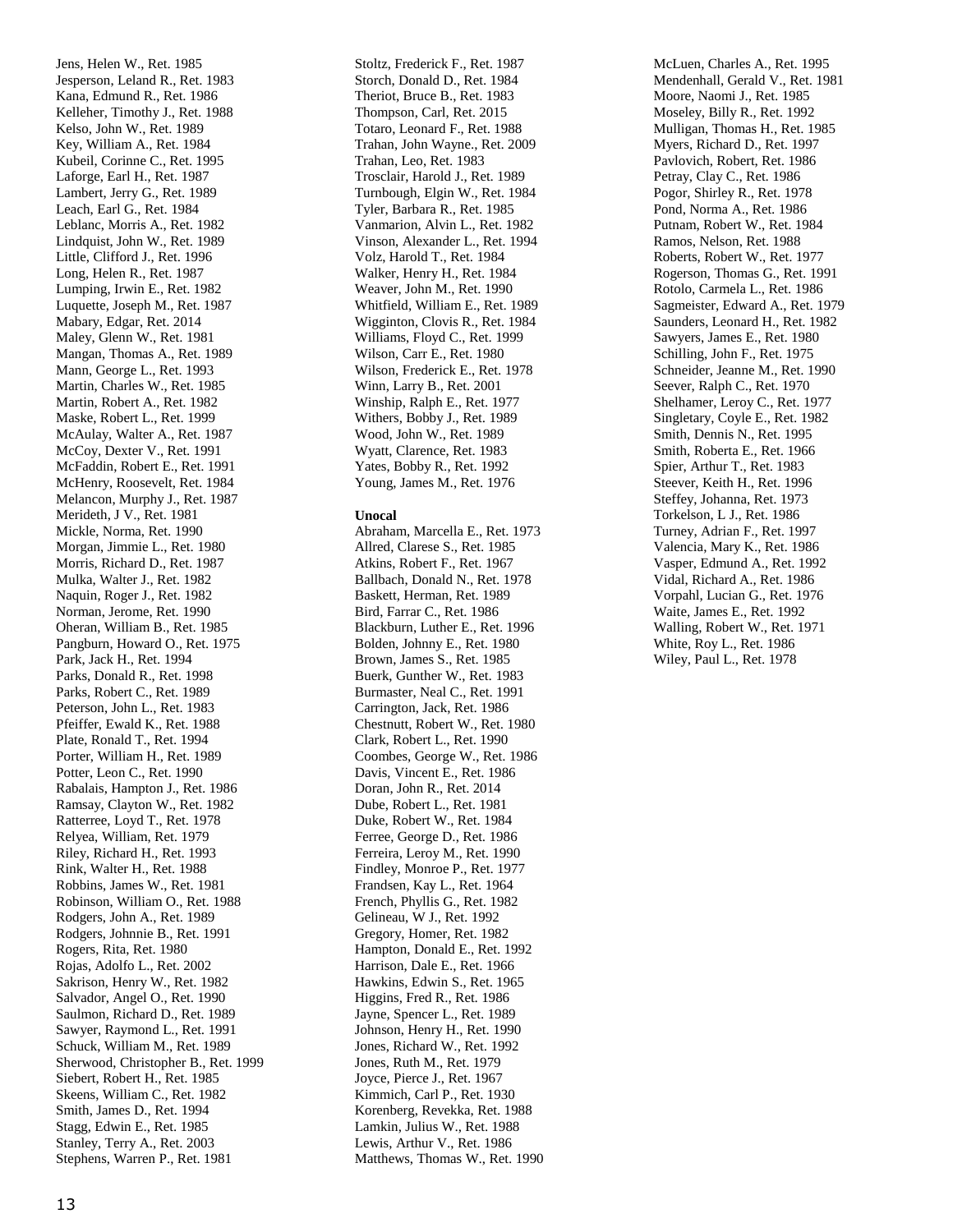Jens, Helen W., Ret. 1985
Jesperson, Leland R., Ret. 1983
Kana, Edmund R., Ret. 1986
Kelleher, Timothy J., Ret. 1988
Kelso, John W., Ret. 1989
Key, William A., Ret. 1984
Kubeil, Corinne C., Ret. 1995
Laforge, Earl H., Ret. 1987
Lambert, Jerry G., Ret. 1989
Leach, Earl G., Ret. 1984
Leblanc, Morris A., Ret. 1982
Lindquist, John W., Ret. 1989
Little, Clifford J., Ret. 1996
Long, Helen R., Ret. 1987
Lumping, Irwin E., Ret. 1982
Luquette, Joseph M., Ret. 1987
Mabary, Edgar, Ret. 2014
Maley, Glenn W., Ret. 1981
Mangan, Thomas A., Ret. 1989
Mann, George L., Ret. 1993
Martin, Charles W., Ret. 1985
Martin, Robert A., Ret. 1982
Maske, Robert L., Ret. 1999
McAulay, Walter A., Ret. 1987
McCoy, Dexter V., Ret. 1991
McFaddin, Robert E., Ret. 1991
McHenry, Roosevelt, Ret. 1984
Melancon, Murphy J., Ret. 1987
Merideth, J V., Ret. 1981
Mickle, Norma, Ret. 1990
Morgan, Jimmie L., Ret. 1980
Morris, Richard D., Ret. 1987
Mulka, Walter J., Ret. 1982
Naquin, Roger J., Ret. 1982
Norman, Jerome, Ret. 1990
Oheran, William B., Ret. 1985
Pangburn, Howard O., Ret. 1975
Park, Jack H., Ret. 1994
Parks, Donald R., Ret. 1998
Parks, Robert C., Ret. 1989
Peterson, John L., Ret. 1983
Pfeiffer, Ewald K., Ret. 1988
Plate, Ronald T., Ret. 1994
Porter, William H., Ret. 1989
Potter, Leon C., Ret. 1990
Rabalais, Hampton J., Ret. 1986
Ramsay, Clayton W., Ret. 1982
Ratterree, Loyd T., Ret. 1978
Relyea, William, Ret. 1979
Riley, Richard H., Ret. 1993
Rink, Walter H., Ret. 1988
Robbins, James W., Ret. 1981
Robinson, William O., Ret. 1988
Rodgers, John A., Ret. 1989
Rodgers, Johnnie B., Ret. 1991
Rogers, Rita, Ret. 1980
Rojas, Adolfo L., Ret. 2002
Sakrison, Henry W., Ret. 1982
Salvador, Angel O., Ret. 1990
Saulmon, Richard D., Ret. 1989
Sawyer, Raymond L., Ret. 1991
Schuck, William M., Ret. 1989
Sherwood, Christopher B., Ret. 1999
Siebert, Robert H., Ret. 1985
Skeens, William C., Ret. 1982
Smith, James D., Ret. 1994
Stagg, Edwin E., Ret. 1985
Stanley, Terry A., Ret. 2003
Stephens, Warren P., Ret. 1981
Stoltz, Frederick F., Ret. 1987
Storch, Donald D., Ret. 1984
Theriot, Bruce B., Ret. 1983
Thompson, Carl, Ret. 2015
Totaro, Leonard F., Ret. 1988
Trahan, John Wayne., Ret. 2009
Trahan, Leo, Ret. 1983
Trosclair, Harold J., Ret. 1989
Turnbough, Elgin W., Ret. 1984
Tyler, Barbara R., Ret. 1985
Vanmarion, Alvin L., Ret. 1982
Vinson, Alexander L., Ret. 1994
Volz, Harold T., Ret. 1984
Walker, Henry H., Ret. 1984
Weaver, John M., Ret. 1990
Whitfield, William E., Ret. 1989
Wigginton, Clovis R., Ret. 1984
Williams, Floyd C., Ret. 1999
Wilson, Carr E., Ret. 1980
Wilson, Frederick E., Ret. 1978
Winn, Larry B., Ret. 2001
Winship, Ralph E., Ret. 1977
Withers, Bobby J., Ret. 1989
Wood, John W., Ret. 1989
Wyatt, Clarence, Ret. 1983
Yates, Bobby R., Ret. 1992
Young, James M., Ret. 1976

**Unocal**

Abraham, Marcella E., Ret. 1973
Allred, Clarese S., Ret. 1985
Atkins, Robert F., Ret. 1967
Ballbach, Donald N., Ret. 1978
Baskett, Herman, Ret. 1989
Bird, Farrar C., Ret. 1986
Blackburn, Luther E., Ret. 1996
Bolden, Johnny E., Ret. 1980
Brown, James S., Ret. 1985
Buerk, Gunther W., Ret. 1983
Burmaster, Neal C., Ret. 1991
Carrington, Jack, Ret. 1986
Chestnutt, Robert W., Ret. 1980
Clark, Robert L., Ret. 1990
Coombes, George W., Ret. 1986
Davis, Vincent E., Ret. 1986
Doran, John R., Ret. 2014
Dube, Robert L., Ret. 1981
Duke, Robert W., Ret. 1984
Ferree, George D., Ret. 1986
Ferreira, Leroy M., Ret. 1990
Findley, Monroe P., Ret. 1977
Frandsen, Kay L., Ret. 1964
French, Phyllis G., Ret. 1982
Gelineau, W J., Ret. 1992
Gregory, Homer, Ret. 1982
Hampton, Donald E., Ret. 1992
Harrison, Dale E., Ret. 1966
Hawkins, Edwin S., Ret. 1965
Higgins, Fred R., Ret. 1986
Jayne, Spencer L., Ret. 1989
Johnson, Henry H., Ret. 1990
Jones, Richard W., Ret. 1992
Jones, Ruth M., Ret. 1979
Joyce, Pierce J., Ret. 1967
Kimmich, Carl P., Ret. 1930
Korenberg, Revekka, Ret. 1988
Lamkin, Julius W., Ret. 1988
Lewis, Arthur V., Ret. 1986
Matthews, Thomas W., Ret. 1990
McLuen, Charles A., Ret. 1995
Mendenhall, Gerald V., Ret. 1981
Moore, Naomi J., Ret. 1985
Moseley, Billy R., Ret. 1992
Mulligan, Thomas H., Ret. 1985
Myers, Richard D., Ret. 1997
Pavlovich, Robert, Ret. 1986
Petray, Clay C., Ret. 1986
Pogor, Shirley R., Ret. 1978
Pond, Norma A., Ret. 1986
Putnam, Robert W., Ret. 1984
Ramos, Nelson, Ret. 1988
Roberts, Robert W., Ret. 1977
Rogerson, Thomas G., Ret. 1991
Rotolo, Carmela L., Ret. 1986
Sagmeister, Edward A., Ret. 1979
Saunders, Leonard H., Ret. 1982
Sawyers, James E., Ret. 1980
Schilling, John F., Ret. 1975
Schneider, Jeanne M., Ret. 1990
Seever, Ralph C., Ret. 1970
Shelhamer, Leroy C., Ret. 1977
Singletary, Coyle E., Ret. 1982
Smith, Dennis N., Ret. 1995
Smith, Roberta E., Ret. 1966
Spier, Arthur T., Ret. 1983
Steever, Keith H., Ret. 1996
Steffey, Johanna, Ret. 1973
Torkelson, L J., Ret. 1986
Turney, Adrian F., Ret. 1997
Valencia, Mary K., Ret. 1986
Vasper, Edmund A., Ret. 1992
Vidal, Richard A., Ret. 1986
Vorpahl, Lucian G., Ret. 1976
Waite, James E., Ret. 1992
Walling, Robert W., Ret. 1971
White, Roy L., Ret. 1986
Wiley, Paul L., Ret. 1978